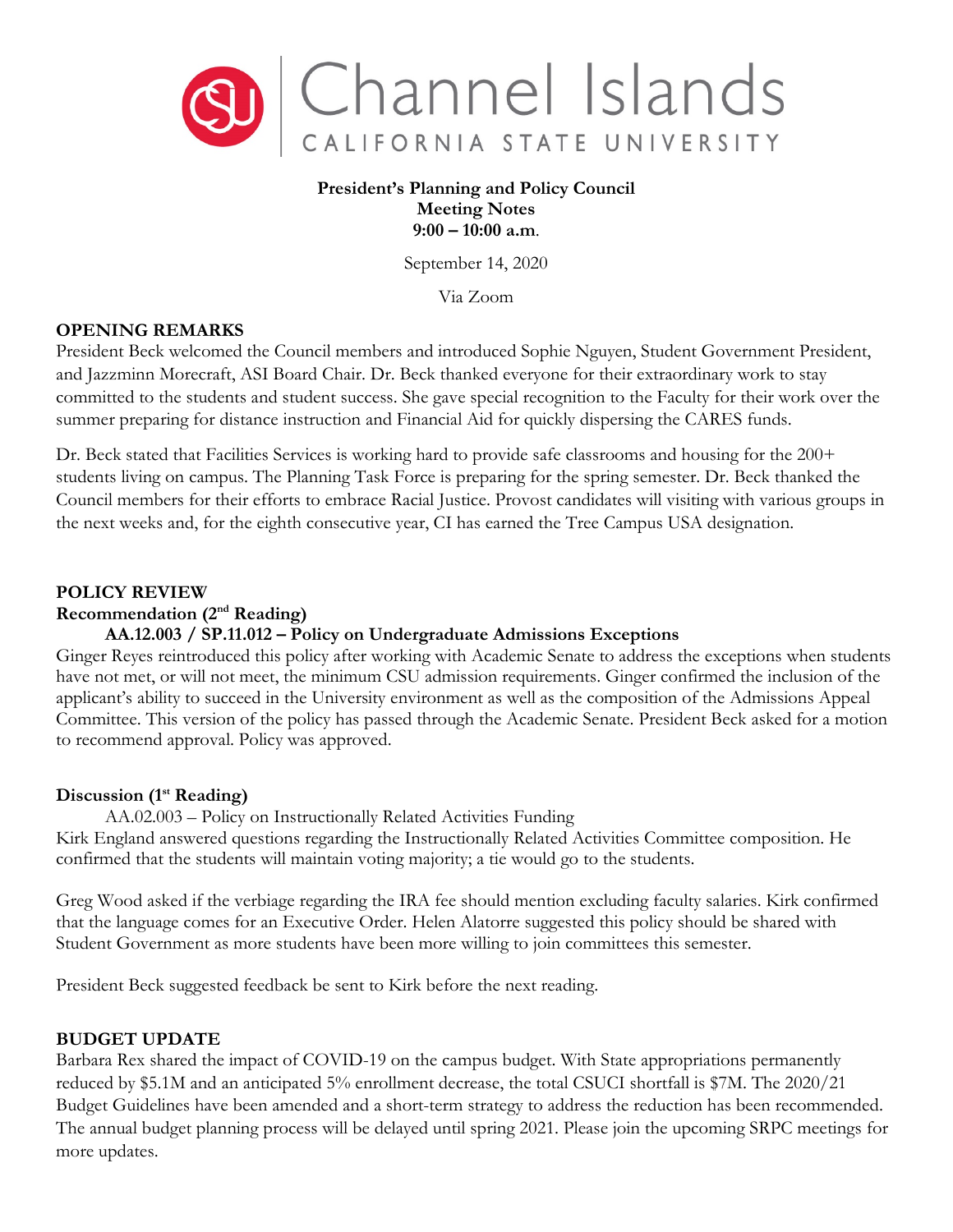# Channel Islands
CALIFORNIA STATE UNIVERSITY

**President's Planning and Policy Council**
**Meeting Notes**
**9:00 – 10:00 a.m.**

September 14, 2020

Via Zoom

## OPENING REMARKS

President Beck welcomed the Council members and introduced Sophie Nguyen, Student Government President, and Jazzminn Morecraft, ASI Board Chair. Dr. Beck thanked everyone for their extraordinary work to stay committed to the students and student success. She gave special recognition to the Faculty for their work over the summer preparing for distance instruction and Financial Aid for quickly dispersing the CARES funds.

Dr. Beck stated that Facilities Services is working hard to provide safe classrooms and housing for the 200+ students living on campus. The Planning Task Force is preparing for the spring semester. Dr. Beck thanked the Council members for their efforts to embrace Racial Justice. Provost candidates will visiting with various groups in the next weeks and, for the eighth consecutive year, CI has earned the Tree Campus USA designation.

## POLICY REVIEW

### Recommendation (2nd Reading)

**AA.12.003 / SP.11.012 – Policy on Undergraduate Admissions Exceptions**

Ginger Reyes reintroduced this policy after working with Academic Senate to address the exceptions when students have not met, or will not meet, the minimum CSU admission requirements. Ginger confirmed the inclusion of the applicant's ability to succeed in the University environment as well as the composition of the Admissions Appeal Committee. This version of the policy has passed through the Academic Senate. President Beck asked for a motion to recommend approval. Policy was approved.

### Discussion (1st Reading)

AA.02.003 – Policy on Instructionally Related Activities Funding

Kirk England answered questions regarding the Instructionally Related Activities Committee composition. He confirmed that the students will maintain voting majority; a tie would go to the students.

Greg Wood asked if the verbiage regarding the IRA fee should mention excluding faculty salaries. Kirk confirmed that the language comes for an Executive Order. Helen Alatorre suggested this policy should be shared with Student Government as more students have been more willing to join committees this semester.

President Beck suggested feedback be sent to Kirk before the next reading.

## BUDGET UPDATE

Barbara Rex shared the impact of COVID-19 on the campus budget. With State appropriations permanently reduced by $5.1M and an anticipated 5% enrollment decrease, the total CSUCI shortfall is $7M. The 2020/21 Budget Guidelines have been amended and a short-term strategy to address the reduction has been recommended. The annual budget planning process will be delayed until spring 2021. Please join the upcoming SRPC meetings for more updates.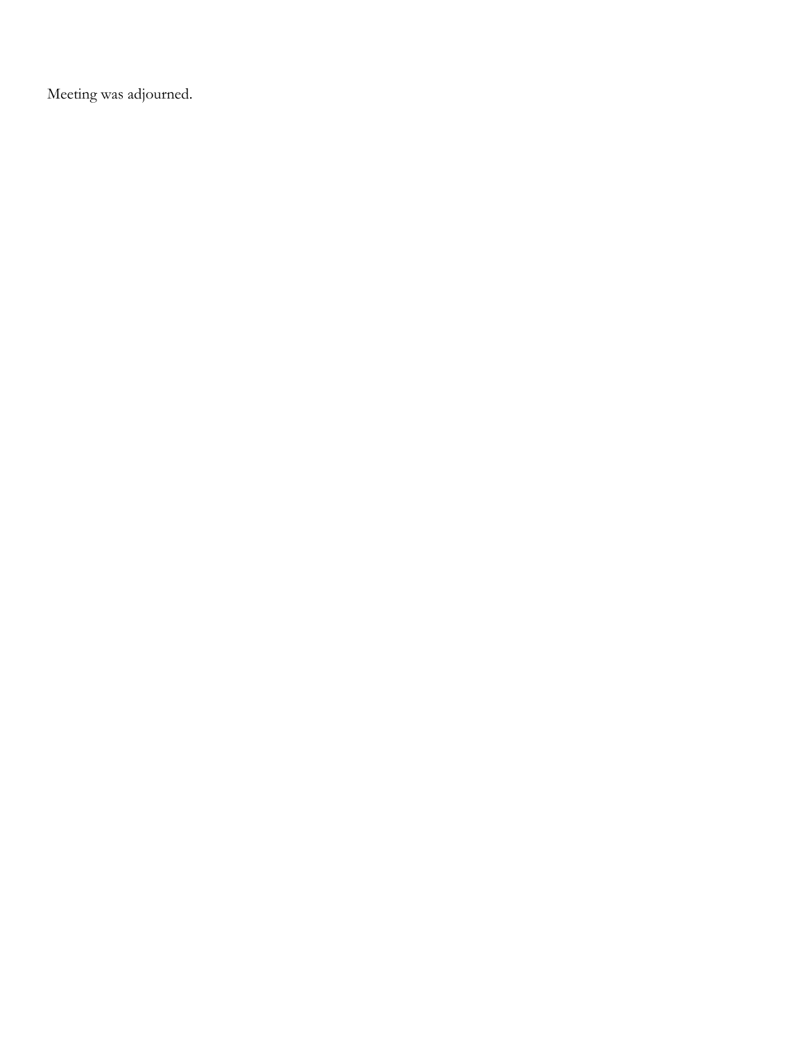Meeting was adjourned.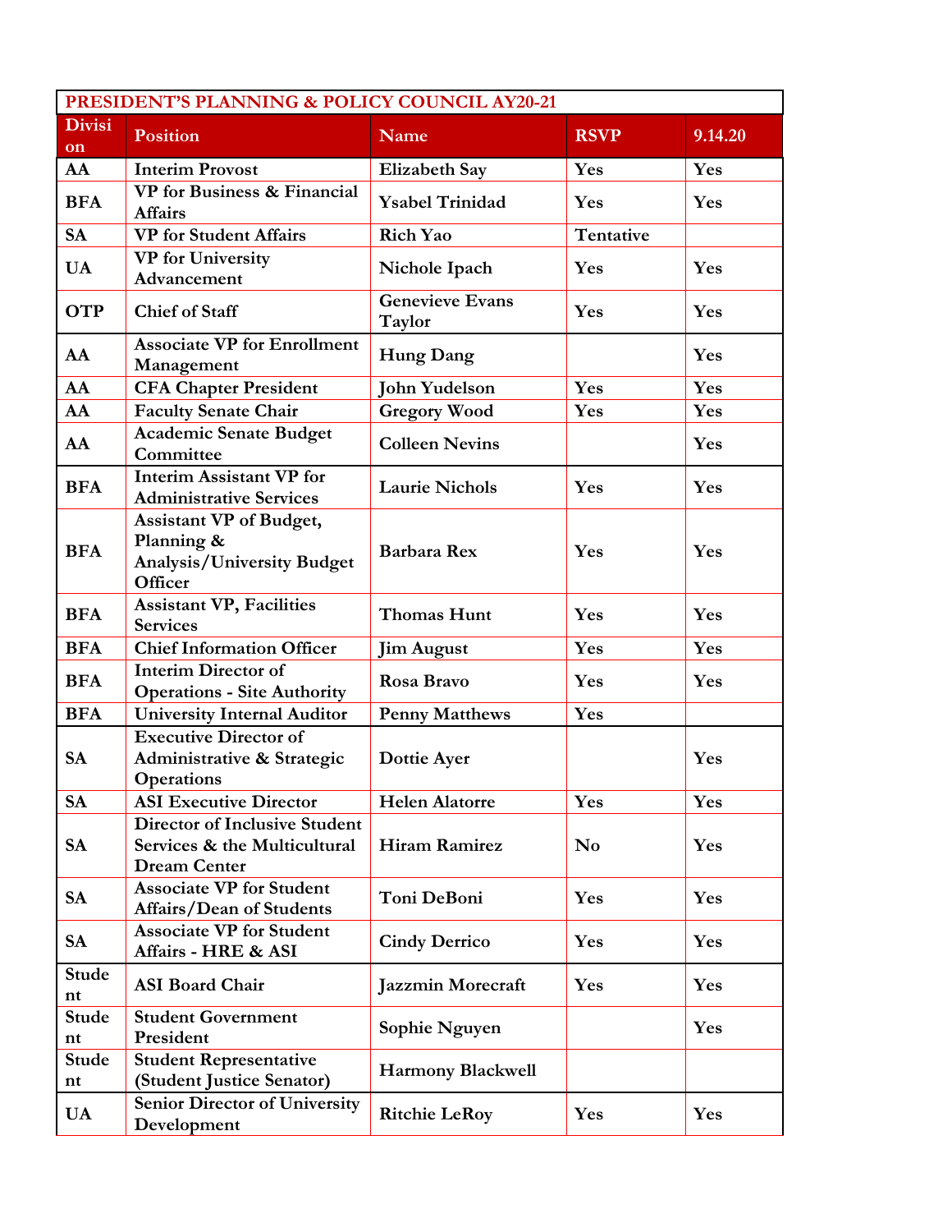| PRESIDENT'S PLANNING & POLICY COUNCIL AY20-21 | | | | |
|---|---|---|---|---|
| **Division** | **Position** | **Name** | **RSVP** | **9.14.20** |
| AA | Interim Provost | Elizabeth Say | Yes | Yes |
| BFA | VP for Business & Financial Affairs | Ysabel Trinidad | Yes | Yes |
| SA | VP for Student Affairs | Rich Yao | Tentative | |
| UA | VP for University Advancement | Nichole Ipach | Yes | Yes |
| OTP | Chief of Staff | Genevieve Evans Taylor | Yes | Yes |
| AA | Associate VP for Enrollment Management | Hung Dang | | Yes |
| AA | CFA Chapter President | John Yudelson | Yes | Yes |
| AA | Faculty Senate Chair | Gregory Wood | Yes | Yes |
| AA | Academic Senate Budget Committee | Colleen Nevins | | Yes |
| BFA | Interim Assistant VP for Administrative Services | Laurie Nichols | Yes | Yes |
| BFA | Assistant VP of Budget, Planning & Analysis/University Budget Officer | Barbara Rex | Yes | Yes |
| BFA | Assistant VP, Facilities Services | Thomas Hunt | Yes | Yes |
| BFA | Chief Information Officer | Jim August | Yes | Yes |
| BFA | Interim Director of Operations - Site Authority | Rosa Bravo | Yes | Yes |
| BFA | University Internal Auditor | Penny Matthews | Yes | |
| SA | Executive Director of Administrative & Strategic Operations | Dottie Ayer | | Yes |
| SA | ASI Executive Director | Helen Alatorre | Yes | Yes |
| SA | Director of Inclusive Student Services & the Multicultural Dream Center | Hiram Ramirez | No | Yes |
| SA | Associate VP for Student Affairs/Dean of Students | Toni DeBoni | Yes | Yes |
| SA | Associate VP for Student Affairs - HRE & ASI | Cindy Derrico | Yes | Yes |
| Student | ASI Board Chair | Jazzmin Morecraft | Yes | Yes |
| Student | Student Government President | Sophie Nguyen | | Yes |
| Student | Student Representative (Student Justice Senator) | Harmony Blackwell | | |
| UA | Senior Director of University Development | Ritchie LeRoy | Yes | Yes |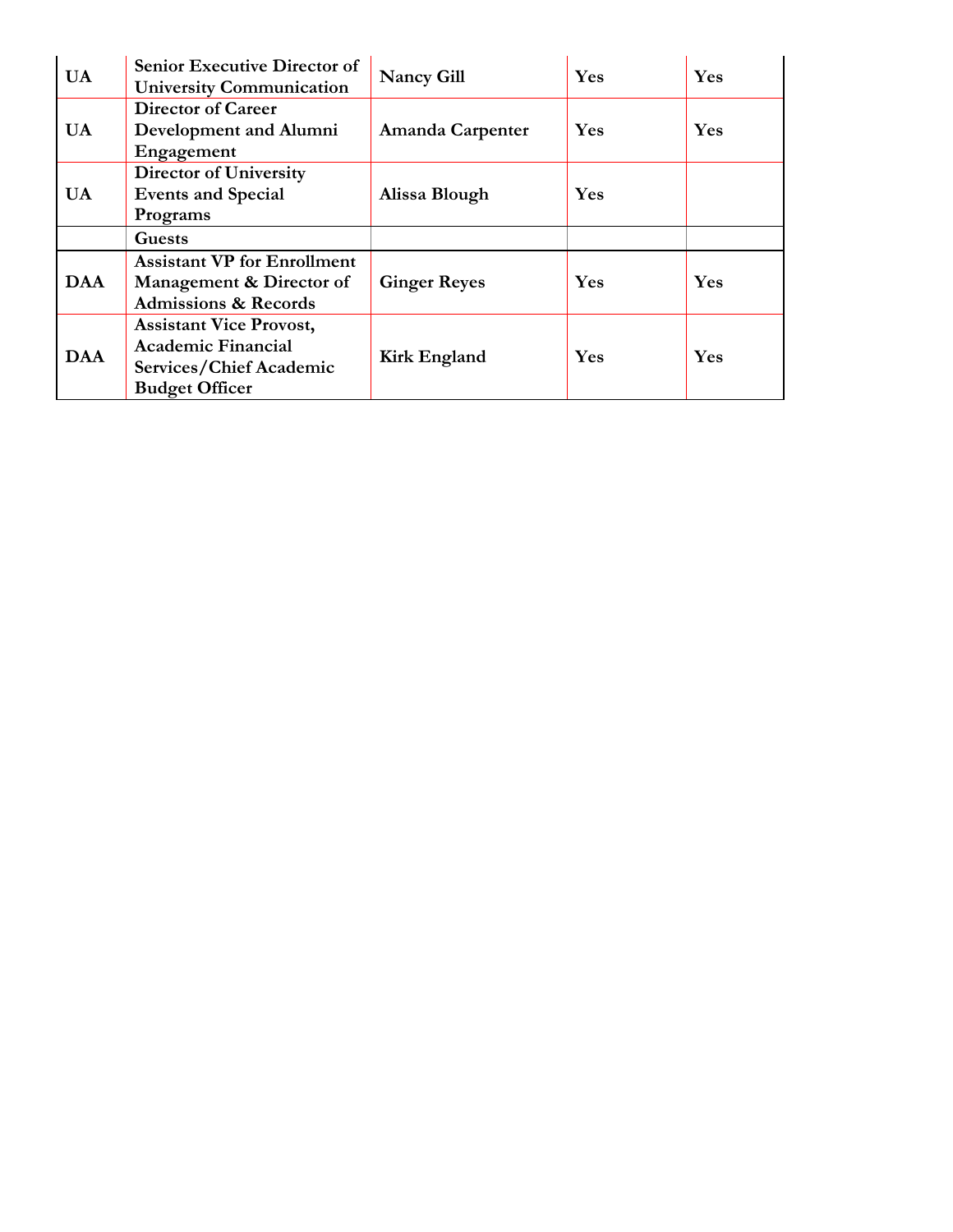| | | | | |
|---|---|---|---|---|
| **UA** | **Senior Executive Director of University Communication** | **Nancy Gill** | **Yes** | **Yes** |
| **UA** | **Director of Career Development and Alumni Engagement** | **Amanda Carpenter** | **Yes** | **Yes** |
| **UA** | **Director of University Events and Special Programs** | **Alissa Blough** | **Yes** | |
| | **Guests** | | | |
| **DAA** | **Assistant VP for Enrollment Management & Director of Admissions & Records** | **Ginger Reyes** | **Yes** | **Yes** |
| **DAA** | **Assistant Vice Provost, Academic Financial Services/Chief Academic Budget Officer** | **Kirk England** | **Yes** | **Yes** |